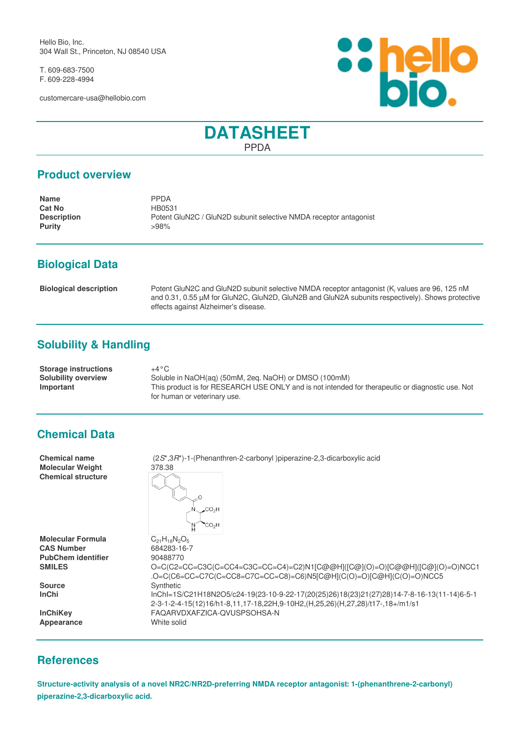Hello Bio, Inc.
304 Wall St., Princeton, NJ 08540 USA

T. 609-683-7500
F. 609-228-4994

customercare-usa@hellobio.com

# DATASHEET

PPDA

## Product overview

| | |
|---|---|
| **Name** | PPDA |
| **Cat No** | HB0531 |
| **Description** | Potent GluN2C / GluN2D subunit selective NMDA receptor antagonist |
| **Purity** | >98% |

## Biological Data

| | |
|---|---|
| **Biological description** | Potent GluN2C and GluN2D subunit selective NMDA receptor antagonist ($K_i$ values are 96, 125 nM and 0.31, 0.55 µM for GluN2C, GluN2D, GluN2B and GluN2A subunits respectively). Shows protective effects against Alzheimer's disease. |

## Solubility & Handling

| | |
|---|---|
| **Storage instructions** | +4°C |
| **Solubility overview** | Soluble in NaOH(aq) (50mM, 2eq. NaOH) or DMSO (100mM) |
| **Important** | This product is for RESEARCH USE ONLY and is not intended for therapeutic or diagnostic use. Not for human or veterinary use. |

## Chemical Data

| | |
|---|---|
| **Chemical name** | (2*S**,3*R**)-1-(Phenanthren-2-carbonyl )piperazine-2,3-dicarboxylic acid |
| **Molecular Weight** | 378.38 |
| **Chemical structure** | |
| **Molecular Formula** | $C_{21}H_{18}N_2O_5$ |
| **CAS Number** | 684283-16-7 |
| **PubChem identifier** | 90488770 |
| **SMILES** | O=C(C2=CC=C3C(C=CC4=C3C=CC=C4)=C2)N1[C@@H]([C@](O)=O)[C@@H]([C@](O)=O)NCC1.O=C(C6=CC=C7C(C=CC8=C7C=CC=C8)=C6)N5[C@H](C(O)=O)[C@H](C(O)=O)NCC5 |
| **Source** | Synthetic |
| **InChi** | InChI=1S/C21H18N2O5/c24-19(23-10-9-22-17(20(25)26)18(23)21(27)28)14-7-8-16-13(11-14)6-5-12-3-1-2-4-15(12)16/h1-8,11,17-18,22H,9-10H2,(H,25,26)(H,27,28)/t17-,18+/m1/s1 |
| **InChiKey** | FAQARVDXAFZICA-QVUSPSOHSA-N |
| **Appearance** | White solid |

## References

**Structure-activity analysis of a novel NR2C/NR2D-preferring NMDA receptor antagonist: 1-(phenanthrene-2-carbonyl) piperazine-2,3-dicarboxylic acid.**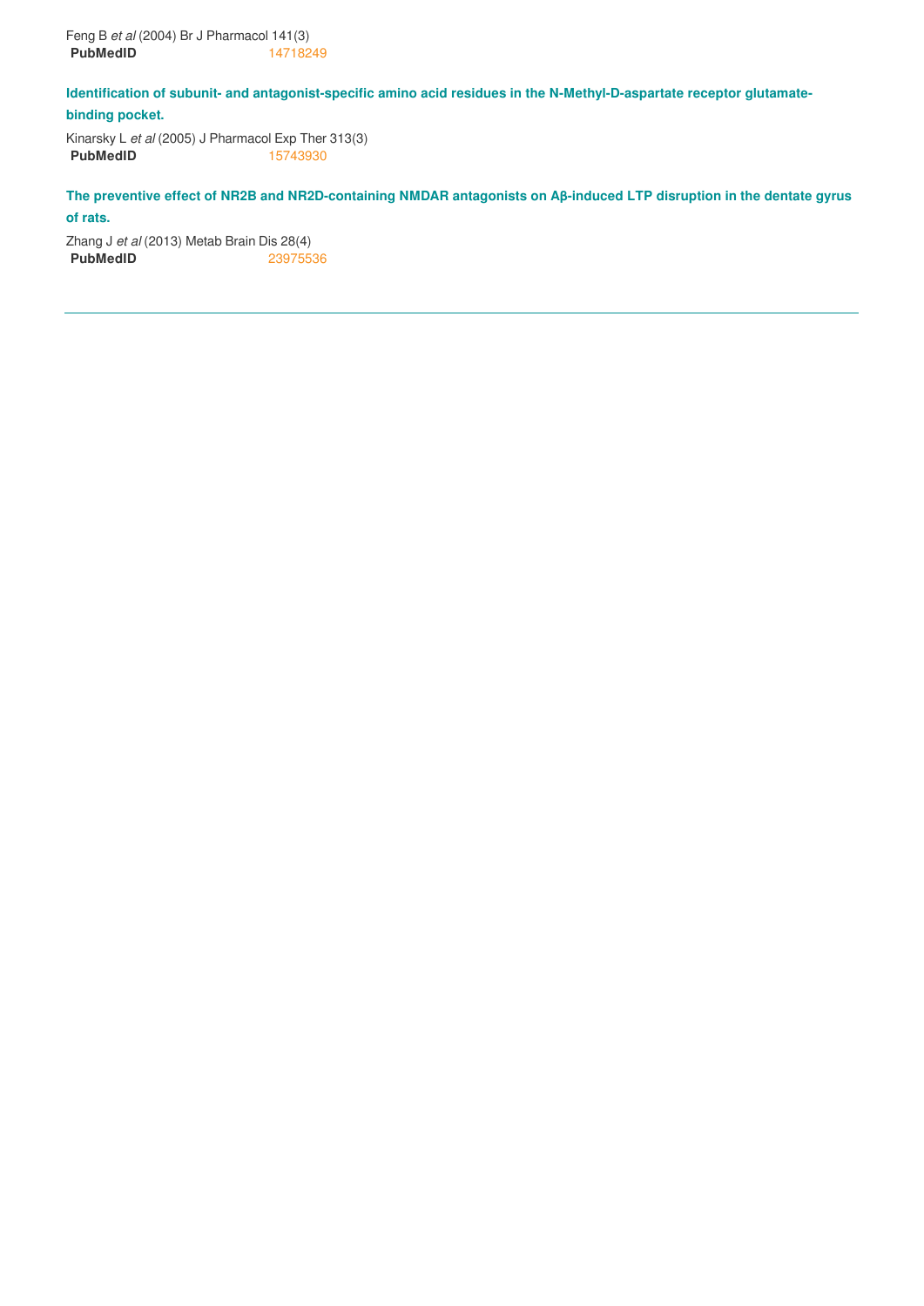Feng B *et al* (2004) Br J Pharmacol 141(3)
**PubMedID** 14718249

**Identification of subunit- and antagonist-specific amino acid residues in the N-Methyl-D-aspartate receptor glutamate-binding pocket.**

Kinarsky L *et al* (2005) J Pharmacol Exp Ther 313(3)
**PubMedID** 15743930

**The preventive effect of NR2B and NR2D-containing NMDAR antagonists on Aβ-induced LTP disruption in the dentate gyrus of rats.**

Zhang J *et al* (2013) Metab Brain Dis 28(4)
**PubMedID** 23975536